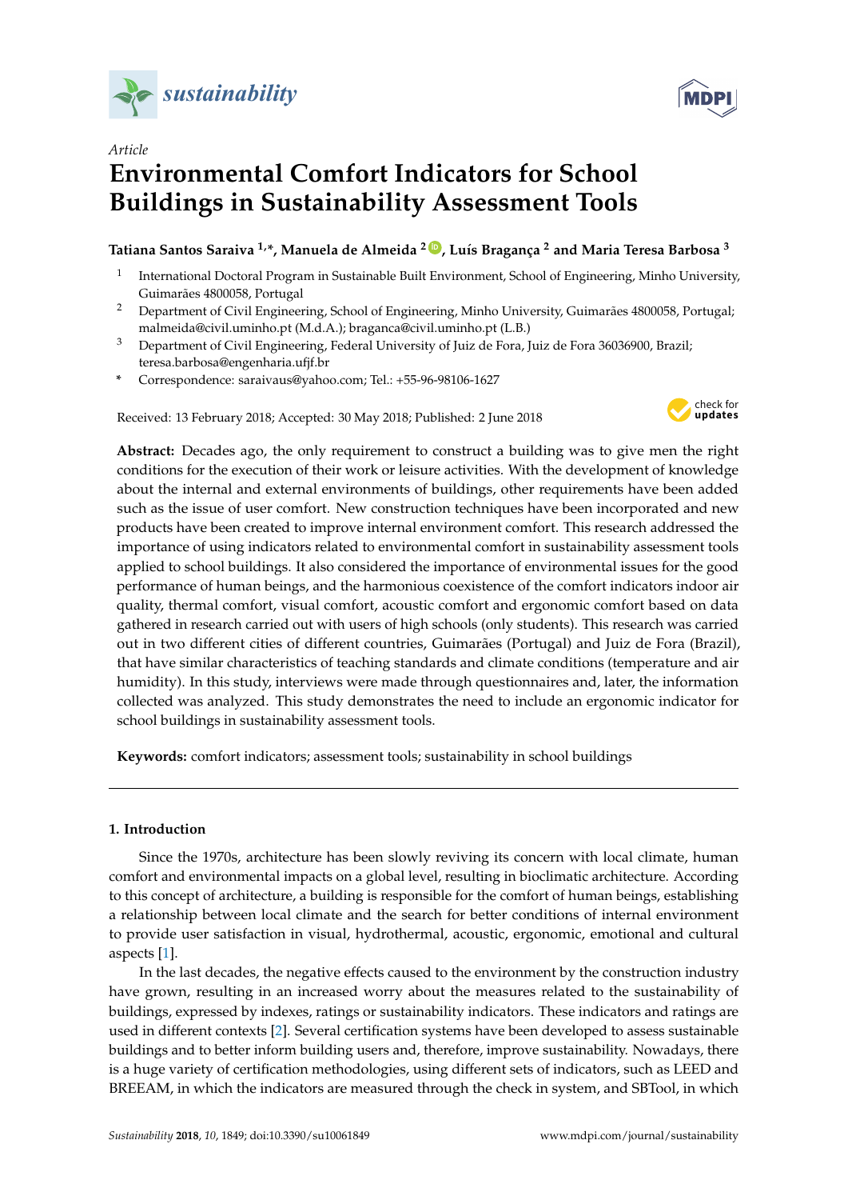*sustainability*

Article

# Environmental Comfort Indicators for School Buildings in Sustainability Assessment Tools

**Tatiana Santos Saraiva [1,*], Manuela de Almeida [2], Luís Bragança [2] and Maria Teresa Barbosa [3]**

1 International Doctoral Program in Sustainable Built Environment, School of Engineering, Minho University, Guimarães 4800058, Portugal

2 Department of Civil Engineering, School of Engineering, Minho University, Guimarães 4800058, Portugal; malmeida@civil.uminho.pt (M.d.A.); braganca@civil.uminho.pt (L.B.)

3 Department of Civil Engineering, Federal University of Juiz de Fora, Juiz de Fora 36036900, Brazil; teresa.barbosa@engenharia.ufjf.br

* Correspondence: saraivaus@yahoo.com; Tel.: +55-96-98106-1627

Received: 13 February 2018; Accepted: 30 May 2018; Published: 2 June 2018

**Abstract:** Decades ago, the only requirement to construct a building was to give men the right conditions for the execution of their work or leisure activities. With the development of knowledge about the internal and external environments of buildings, other requirements have been added such as the issue of user comfort. New construction techniques have been incorporated and new products have been created to improve internal environment comfort. This research addressed the importance of using indicators related to environmental comfort in sustainability assessment tools applied to school buildings. It also considered the importance of environmental issues for the good performance of human beings, and the harmonious coexistence of the comfort indicators indoor air quality, thermal comfort, visual comfort, acoustic comfort and ergonomic comfort based on data gathered in research carried out with users of high schools (only students). This research was carried out in two different cities of different countries, Guimarães (Portugal) and Juiz de Fora (Brazil), that have similar characteristics of teaching standards and climate conditions (temperature and air humidity). In this study, interviews were made through questionnaires and, later, the information collected was analyzed. This study demonstrates the need to include an ergonomic indicator for school buildings in sustainability assessment tools.

**Keywords:** comfort indicators; assessment tools; sustainability in school buildings

## 1. Introduction

Since the 1970s, architecture has been slowly reviving its concern with local climate, human comfort and environmental impacts on a global level, resulting in bioclimatic architecture. According to this concept of architecture, a building is responsible for the comfort of human beings, establishing a relationship between local climate and the search for better conditions of internal environment to provide user satisfaction in visual, hydrothermal, acoustic, ergonomic, emotional and cultural aspects [1].

In the last decades, the negative effects caused to the environment by the construction industry have grown, resulting in an increased worry about the measures related to the sustainability of buildings, expressed by indexes, ratings or sustainability indicators. These indicators and ratings are used in different contexts [2]. Several certification systems have been developed to assess sustainable buildings and to better inform building users and, therefore, improve sustainability. Nowadays, there is a huge variety of certification methodologies, using different sets of indicators, such as LEED and BREEAM, in which the indicators are measured through the check in system, and SBTool, in which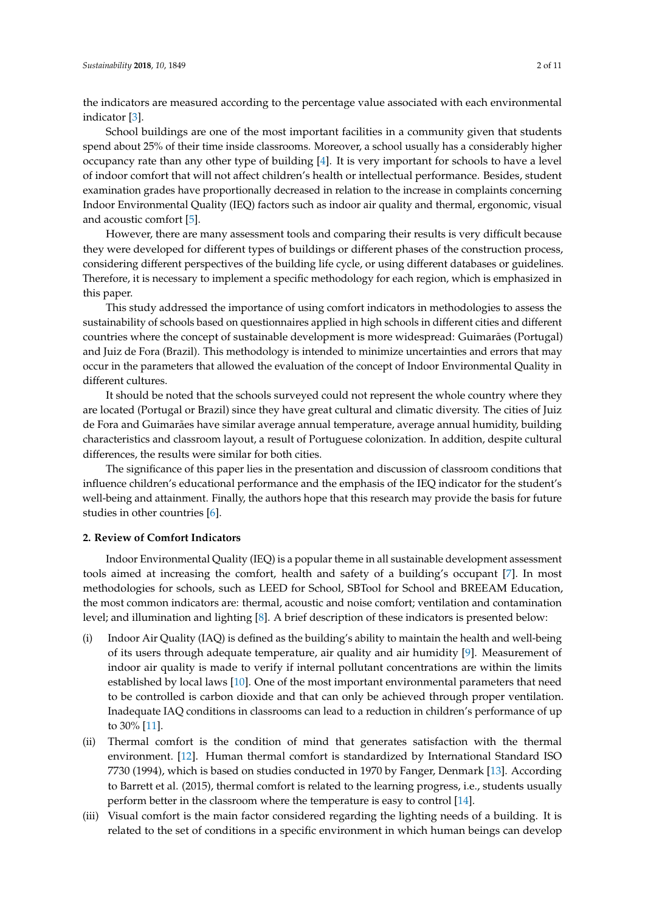the indicators are measured according to the percentage value associated with each environmental indicator [3].

School buildings are one of the most important facilities in a community given that students spend about 25% of their time inside classrooms. Moreover, a school usually has a considerably higher occupancy rate than any other type of building [4]. It is very important for schools to have a level of indoor comfort that will not affect children's health or intellectual performance. Besides, student examination grades have proportionally decreased in relation to the increase in complaints concerning Indoor Environmental Quality (IEQ) factors such as indoor air quality and thermal, ergonomic, visual and acoustic comfort [5].

However, there are many assessment tools and comparing their results is very difficult because they were developed for different types of buildings or different phases of the construction process, considering different perspectives of the building life cycle, or using different databases or guidelines. Therefore, it is necessary to implement a specific methodology for each region, which is emphasized in this paper.

This study addressed the importance of using comfort indicators in methodologies to assess the sustainability of schools based on questionnaires applied in high schools in different cities and different countries where the concept of sustainable development is more widespread: Guimarães (Portugal) and Juiz de Fora (Brazil). This methodology is intended to minimize uncertainties and errors that may occur in the parameters that allowed the evaluation of the concept of Indoor Environmental Quality in different cultures.

It should be noted that the schools surveyed could not represent the whole country where they are located (Portugal or Brazil) since they have great cultural and climatic diversity. The cities of Juiz de Fora and Guimarães have similar average annual temperature, average annual humidity, building characteristics and classroom layout, a result of Portuguese colonization. In addition, despite cultural differences, the results were similar for both cities.

The significance of this paper lies in the presentation and discussion of classroom conditions that influence children's educational performance and the emphasis of the IEQ indicator for the student's well-being and attainment. Finally, the authors hope that this research may provide the basis for future studies in other countries [6].

## 2. Review of Comfort Indicators

Indoor Environmental Quality (IEQ) is a popular theme in all sustainable development assessment tools aimed at increasing the comfort, health and safety of a building's occupant [7]. In most methodologies for schools, such as LEED for School, SBTool for School and BREEAM Education, the most common indicators are: thermal, acoustic and noise comfort; ventilation and contamination level; and illumination and lighting [8]. A brief description of these indicators is presented below:

(i) Indoor Air Quality (IAQ) is defined as the building's ability to maintain the health and well-being of its users through adequate temperature, air quality and air humidity [9]. Measurement of indoor air quality is made to verify if internal pollutant concentrations are within the limits established by local laws [10]. One of the most important environmental parameters that need to be controlled is carbon dioxide and that can only be achieved through proper ventilation. Inadequate IAQ conditions in classrooms can lead to a reduction in children's performance of up to 30% [11].

(ii) Thermal comfort is the condition of mind that generates satisfaction with the thermal environment. [12]. Human thermal comfort is standardized by International Standard ISO 7730 (1994), which is based on studies conducted in 1970 by Fanger, Denmark [13]. According to Barrett et al. (2015), thermal comfort is related to the learning progress, i.e., students usually perform better in the classroom where the temperature is easy to control [14].

(iii) Visual comfort is the main factor considered regarding the lighting needs of a building. It is related to the set of conditions in a specific environment in which human beings can develop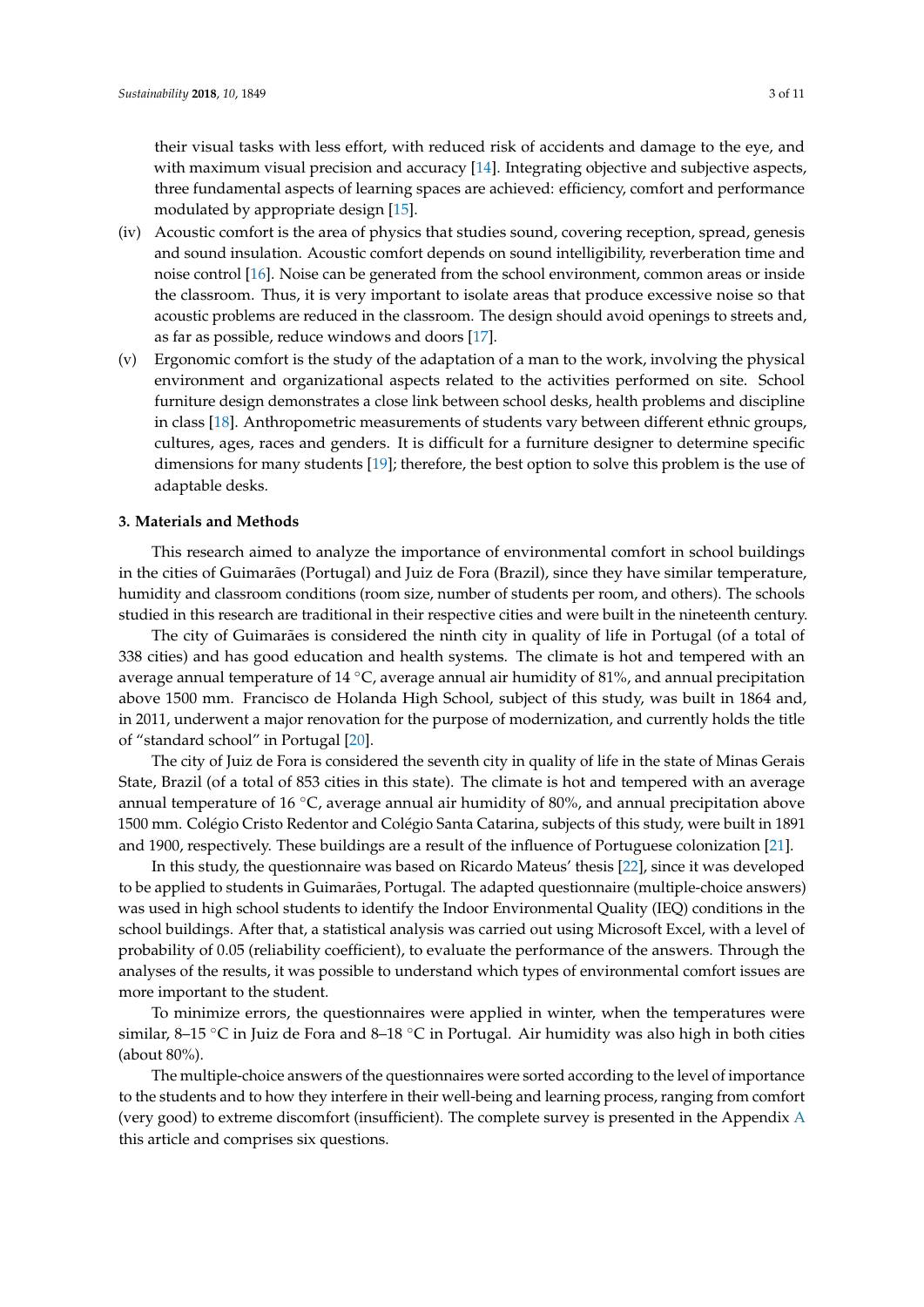their visual tasks with less effort, with reduced risk of accidents and damage to the eye, and with maximum visual precision and accuracy [14]. Integrating objective and subjective aspects, three fundamental aspects of learning spaces are achieved: efficiency, comfort and performance modulated by appropriate design [15].

(iv) Acoustic comfort is the area of physics that studies sound, covering reception, spread, genesis and sound insulation. Acoustic comfort depends on sound intelligibility, reverberation time and noise control [16]. Noise can be generated from the school environment, common areas or inside the classroom. Thus, it is very important to isolate areas that produce excessive noise so that acoustic problems are reduced in the classroom. The design should avoid openings to streets and, as far as possible, reduce windows and doors [17].

(v) Ergonomic comfort is the study of the adaptation of a man to the work, involving the physical environment and organizational aspects related to the activities performed on site. School furniture design demonstrates a close link between school desks, health problems and discipline in class [18]. Anthropometric measurements of students vary between different ethnic groups, cultures, ages, races and genders. It is difficult for a furniture designer to determine specific dimensions for many students [19]; therefore, the best option to solve this problem is the use of adaptable desks.

## 3. Materials and Methods

This research aimed to analyze the importance of environmental comfort in school buildings in the cities of Guimarães (Portugal) and Juiz de Fora (Brazil), since they have similar temperature, humidity and classroom conditions (room size, number of students per room, and others). The schools studied in this research are traditional in their respective cities and were built in the nineteenth century.

The city of Guimarães is considered the ninth city in quality of life in Portugal (of a total of 338 cities) and has good education and health systems. The climate is hot and tempered with an average annual temperature of 14 °C, average annual air humidity of 81%, and annual precipitation above 1500 mm. Francisco de Holanda High School, subject of this study, was built in 1864 and, in 2011, underwent a major renovation for the purpose of modernization, and currently holds the title of "standard school" in Portugal [20].

The city of Juiz de Fora is considered the seventh city in quality of life in the state of Minas Gerais State, Brazil (of a total of 853 cities in this state). The climate is hot and tempered with an average annual temperature of 16 °C, average annual air humidity of 80%, and annual precipitation above 1500 mm. Colégio Cristo Redentor and Colégio Santa Catarina, subjects of this study, were built in 1891 and 1900, respectively. These buildings are a result of the influence of Portuguese colonization [21].

In this study, the questionnaire was based on Ricardo Mateus' thesis [22], since it was developed to be applied to students in Guimarães, Portugal. The adapted questionnaire (multiple-choice answers) was used in high school students to identify the Indoor Environmental Quality (IEQ) conditions in the school buildings. After that, a statistical analysis was carried out using Microsoft Excel, with a level of probability of 0.05 (reliability coefficient), to evaluate the performance of the answers. Through the analyses of the results, it was possible to understand which types of environmental comfort issues are more important to the student.

To minimize errors, the questionnaires were applied in winter, when the temperatures were similar, 8–15 °C in Juiz de Fora and 8–18 °C in Portugal. Air humidity was also high in both cities (about 80%).

The multiple-choice answers of the questionnaires were sorted according to the level of importance to the students and to how they interfere in their well-being and learning process, ranging from comfort (very good) to extreme discomfort (insufficient). The complete survey is presented in the Appendix A this article and comprises six questions.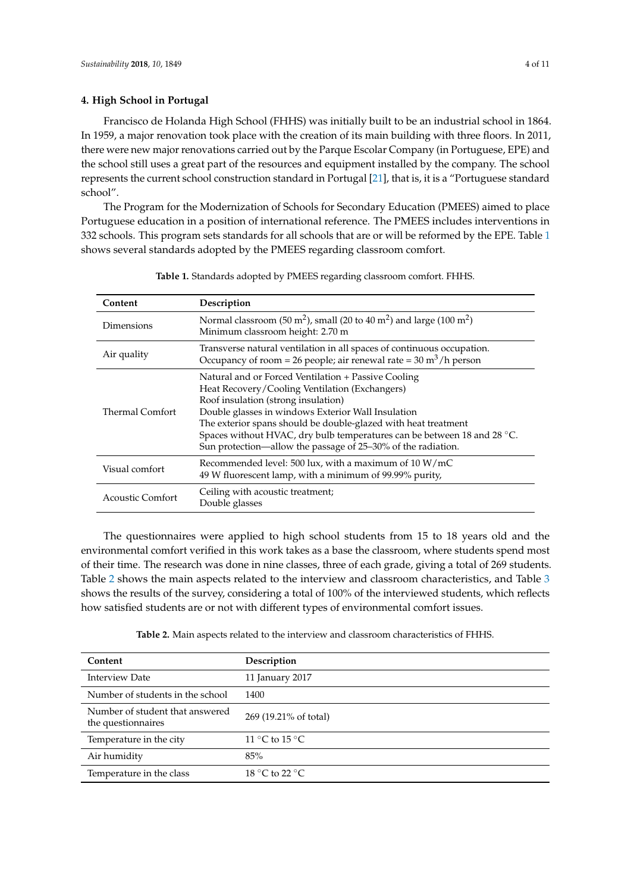## 4. High School in Portugal

Francisco de Holanda High School (FHHS) was initially built to be an industrial school in 1864. In 1959, a major renovation took place with the creation of its main building with three floors. In 2011, there were new major renovations carried out by the Parque Escolar Company (in Portuguese, EPE) and the school still uses a great part of the resources and equipment installed by the company. The school represents the current school construction standard in Portugal [21], that is, it is a "Portuguese standard school".

The Program for the Modernization of Schools for Secondary Education (PMEES) aimed to place Portuguese education in a position of international reference. The PMEES includes interventions in 332 schools. This program sets standards for all schools that are or will be reformed by the EPE. Table 1 shows several standards adopted by the PMEES regarding classroom comfort.

**Table 1.** Standards adopted by PMEES regarding classroom comfort. FHHS.

| Content | Description |
| --- | --- |
| Dimensions | Normal classroom (50 $m^2$), small (20 to 40 $m^2$) and large (100 $m^2$)<br>Minimum classroom height: 2.70 m |
| Air quality | Transverse natural ventilation in all spaces of continuous occupation.<br>Occupancy of room = 26 people; air renewal rate = 30 $m^3$/h person |
| Thermal Comfort | Natural and or Forced Ventilation + Passive Cooling<br>Heat Recovery/Cooling Ventilation (Exchangers)<br>Roof insulation (strong insulation)<br>Double glasses in windows Exterior Wall Insulation<br>The exterior spans should be double-glazed with heat treatment<br>Spaces without HVAC, dry bulb temperatures can be between 18 and 28 °C.<br>Sun protection—allow the passage of 25–30% of the radiation. |
| Visual comfort | Recommended level: 500 lux, with a maximum of 10 W/mC<br>49 W fluorescent lamp, with a minimum of 99.99% purity, |
| Acoustic Comfort | Ceiling with acoustic treatment;<br>Double glasses |

The questionnaires were applied to high school students from 15 to 18 years old and the environmental comfort verified in this work takes as a base the classroom, where students spend most of their time. The research was done in nine classes, three of each grade, giving a total of 269 students. Table 2 shows the main aspects related to the interview and classroom characteristics, and Table 3 shows the results of the survey, considering a total of 100% of the interviewed students, which reflects how satisfied students are or not with different types of environmental comfort issues.

**Table 2.** Main aspects related to the interview and classroom characteristics of FHHS.

| Content | Description |
| --- | --- |
| Interview Date | 11 January 2017 |
| Number of students in the school | 1400 |
| Number of student that answered the questionnaires | 269 (19.21% of total) |
| Temperature in the city | 11 °C to 15 °C |
| Air humidity | 85% |
| Temperature in the class | 18 °C to 22 °C |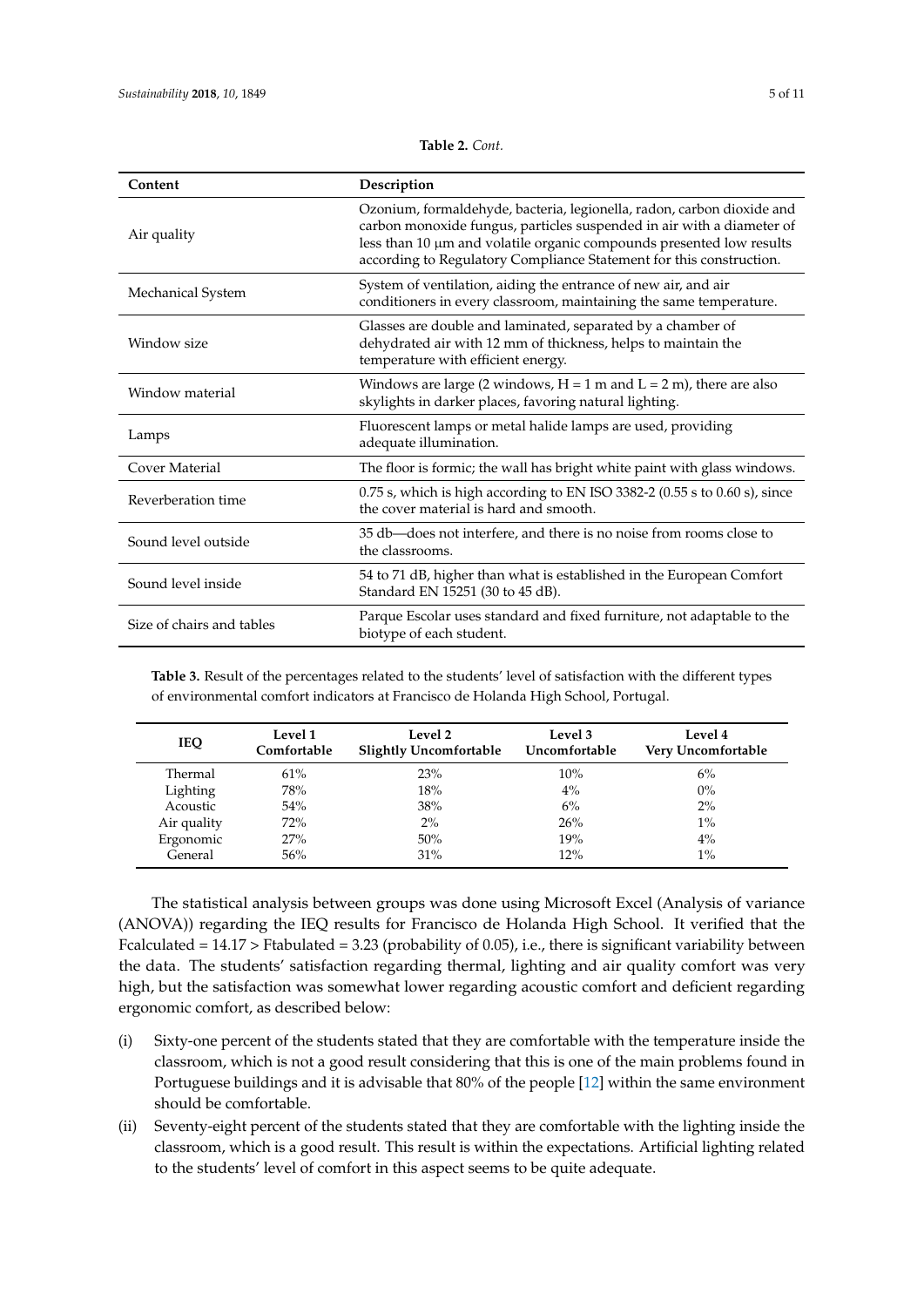**Table 2.** *Cont.*

| Content | Description |
|---|---|
| Air quality | Ozonium, formaldehyde, bacteria, legionella, radon, carbon dioxide and carbon monoxide fungus, particles suspended in air with a diameter of less than 10 μm and volatile organic compounds presented low results according to Regulatory Compliance Statement for this construction. |
| Mechanical System | System of ventilation, aiding the entrance of new air, and air conditioners in every classroom, maintaining the same temperature. |
| Window size | Glasses are double and laminated, separated by a chamber of dehydrated air with 12 mm of thickness, helps to maintain the temperature with efficient energy. |
| Window material | Windows are large (2 windows, H = 1 m and L = 2 m), there are also skylights in darker places, favoring natural lighting. |
| Lamps | Fluorescent lamps or metal halide lamps are used, providing adequate illumination. |
| Cover Material | The floor is formic; the wall has bright white paint with glass windows. |
| Reverberation time | 0.75 s, which is high according to EN ISO 3382-2 (0.55 s to 0.60 s), since the cover material is hard and smooth. |
| Sound level outside | 35 db—does not interfere, and there is no noise from rooms close to the classrooms. |
| Sound level inside | 54 to 71 dB, higher than what is established in the European Comfort Standard EN 15251 (30 to 45 dB). |
| Size of chairs and tables | Parque Escolar uses standard and fixed furniture, not adaptable to the biotype of each student. |

**Table 3.** Result of the percentages related to the students' level of satisfaction with the different types of environmental comfort indicators at Francisco de Holanda High School, Portugal.

| IEQ | Level 1 Comfortable | Level 2 Slightly Uncomfortable | Level 3 Uncomfortable | Level 4 Very Uncomfortable |
|---|---|---|---|---|
| Thermal | 61% | 23% | 10% | 6% |
| Lighting | 78% | 18% | 4% | 0% |
| Acoustic | 54% | 38% | 6% | 2% |
| Air quality | 72% | 2% | 26% | 1% |
| Ergonomic | 27% | 50% | 19% | 4% |
| General | 56% | 31% | 12% | 1% |

The statistical analysis between groups was done using Microsoft Excel (Analysis of variance (ANOVA)) regarding the IEQ results for Francisco de Holanda High School. It verified that the $F_{calculated} = 14.17 > F_{tabulated} = 3.23$ (probability of 0.05), i.e., there is significant variability between the data. The students' satisfaction regarding thermal, lighting and air quality comfort was very high, but the satisfaction was somewhat lower regarding acoustic comfort and deficient regarding ergonomic comfort, as described below:

(i) Sixty-one percent of the students stated that they are comfortable with the temperature inside the classroom, which is not a good result considering that this is one of the main problems found in Portuguese buildings and it is advisable that 80% of the people [12] within the same environment should be comfortable.

(ii) Seventy-eight percent of the students stated that they are comfortable with the lighting inside the classroom, which is a good result. This result is within the expectations. Artificial lighting related to the students' level of comfort in this aspect seems to be quite adequate.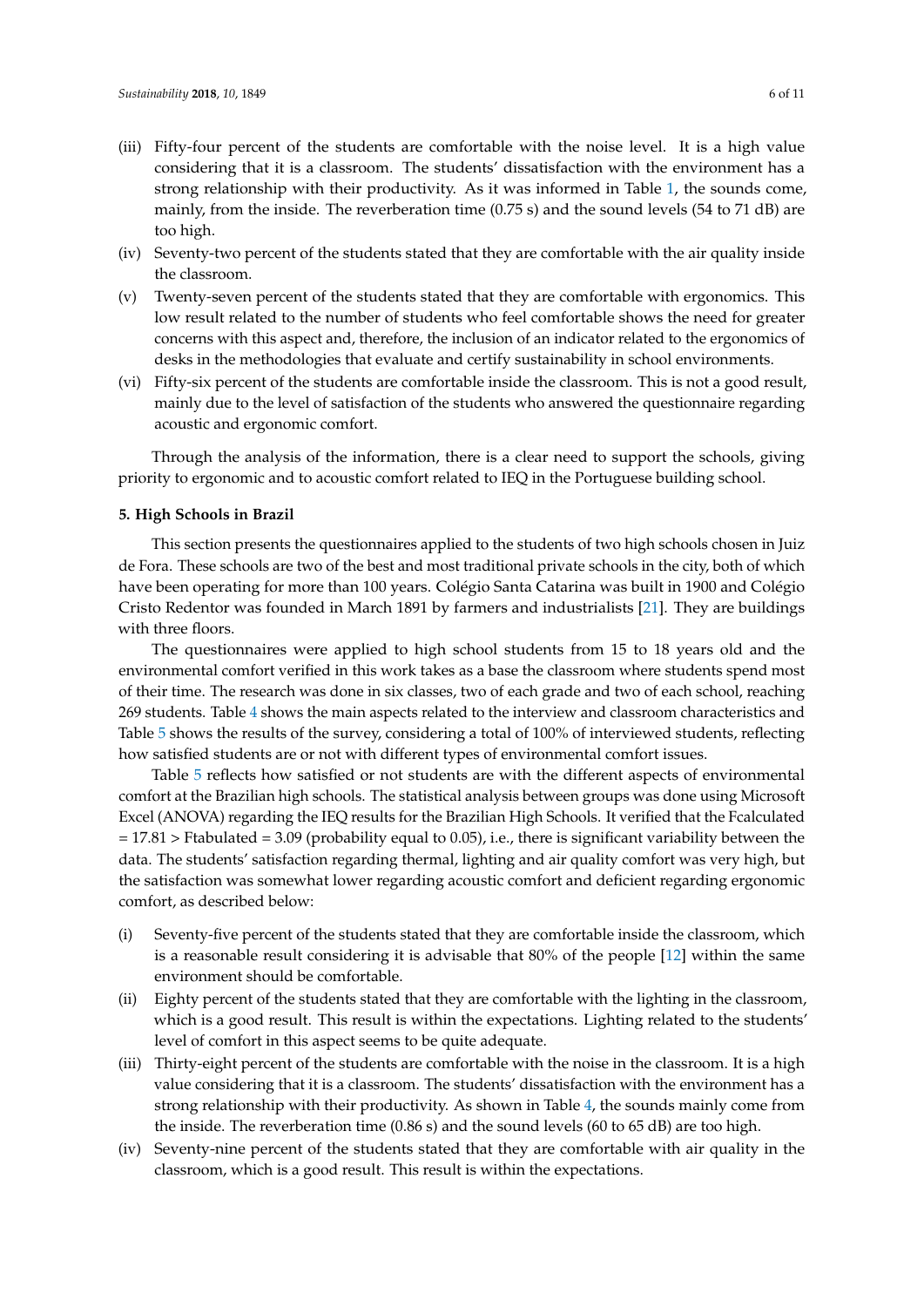(iii) Fifty-four percent of the students are comfortable with the noise level. It is a high value considering that it is a classroom. The students' dissatisfaction with the environment has a strong relationship with their productivity. As it was informed in Table 1, the sounds come, mainly, from the inside. The reverberation time (0.75 s) and the sound levels (54 to 71 dB) are too high.

(iv) Seventy-two percent of the students stated that they are comfortable with the air quality inside the classroom.

(v) Twenty-seven percent of the students stated that they are comfortable with ergonomics. This low result related to the number of students who feel comfortable shows the need for greater concerns with this aspect and, therefore, the inclusion of an indicator related to the ergonomics of desks in the methodologies that evaluate and certify sustainability in school environments.

(vi) Fifty-six percent of the students are comfortable inside the classroom. This is not a good result, mainly due to the level of satisfaction of the students who answered the questionnaire regarding acoustic and ergonomic comfort.

Through the analysis of the information, there is a clear need to support the schools, giving priority to ergonomic and to acoustic comfort related to IEQ in the Portuguese building school.

## 5. High Schools in Brazil

This section presents the questionnaires applied to the students of two high schools chosen in Juiz de Fora. These schools are two of the best and most traditional private schools in the city, both of which have been operating for more than 100 years. Colégio Santa Catarina was built in 1900 and Colégio Cristo Redentor was founded in March 1891 by farmers and industrialists [21]. They are buildings with three floors.

The questionnaires were applied to high school students from 15 to 18 years old and the environmental comfort verified in this work takes as a base the classroom where students spend most of their time. The research was done in six classes, two of each grade and two of each school, reaching 269 students. Table 4 shows the main aspects related to the interview and classroom characteristics and Table 5 shows the results of the survey, considering a total of 100% of interviewed students, reflecting how satisfied students are or not with different types of environmental comfort issues.

Table 5 reflects how satisfied or not students are with the different aspects of environmental comfort at the Brazilian high schools. The statistical analysis between groups was done using Microsoft Excel (ANOVA) regarding the IEQ results for the Brazilian High Schools. It verified that the Fcalculated = 17.81 > Ftabulated = 3.09 (probability equal to 0.05), i.e., there is significant variability between the data. The students' satisfaction regarding thermal, lighting and air quality comfort was very high, but the satisfaction was somewhat lower regarding acoustic comfort and deficient regarding ergonomic comfort, as described below:

(i) Seventy-five percent of the students stated that they are comfortable inside the classroom, which is a reasonable result considering it is advisable that 80% of the people [12] within the same environment should be comfortable.

(ii) Eighty percent of the students stated that they are comfortable with the lighting in the classroom, which is a good result. This result is within the expectations. Lighting related to the students' level of comfort in this aspect seems to be quite adequate.

(iii) Thirty-eight percent of the students are comfortable with the noise in the classroom. It is a high value considering that it is a classroom. The students' dissatisfaction with the environment has a strong relationship with their productivity. As shown in Table 4, the sounds mainly come from the inside. The reverberation time (0.86 s) and the sound levels (60 to 65 dB) are too high.

(iv) Seventy-nine percent of the students stated that they are comfortable with air quality in the classroom, which is a good result. This result is within the expectations.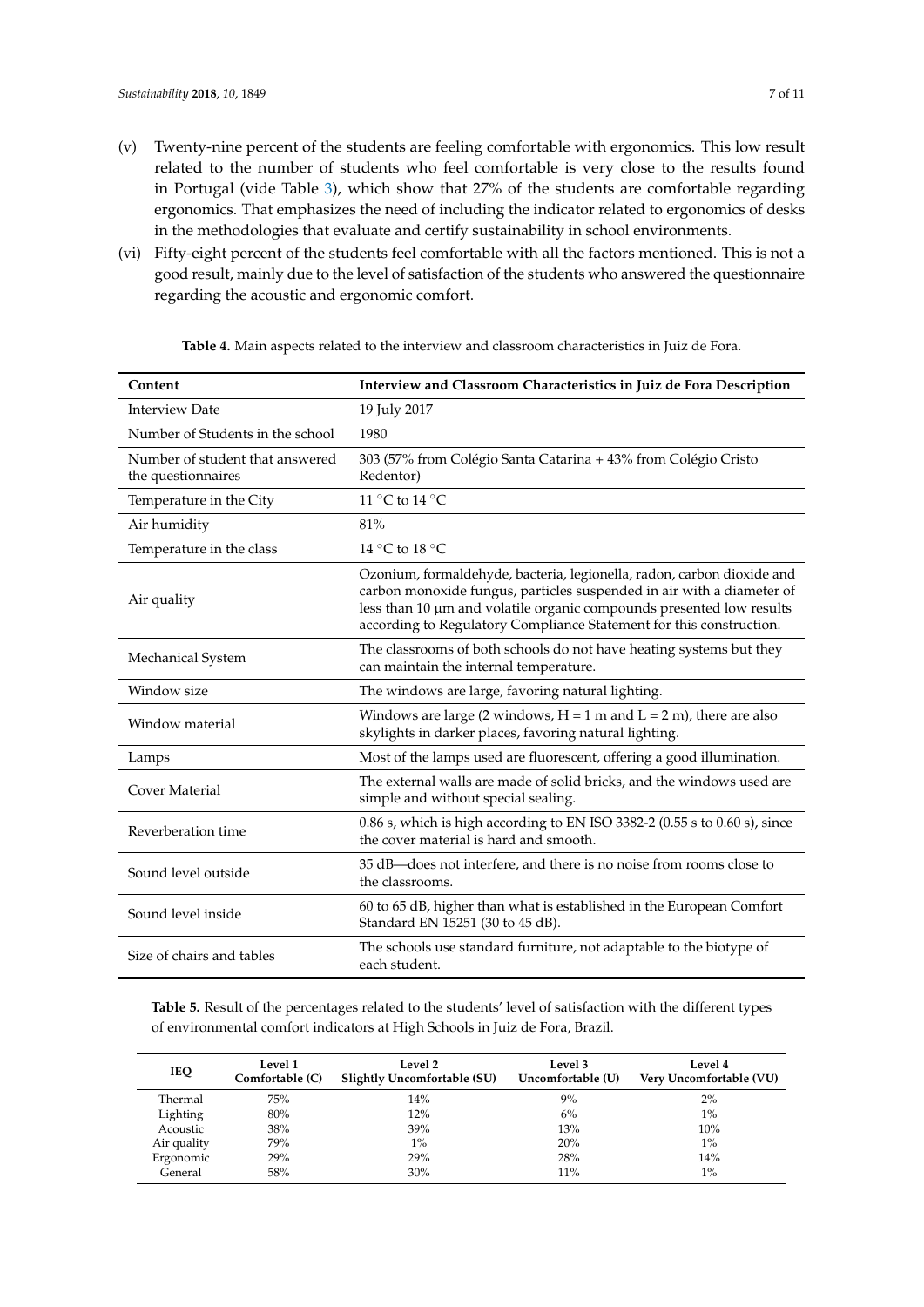(v) Twenty-nine percent of the students are feeling comfortable with ergonomics. This low result related to the number of students who feel comfortable is very close to the results found in Portugal (vide Table 3), which show that 27% of the students are comfortable regarding ergonomics. That emphasizes the need of including the indicator related to ergonomics of desks in the methodologies that evaluate and certify sustainability in school environments.

(vi) Fifty-eight percent of the students feel comfortable with all the factors mentioned. This is not a good result, mainly due to the level of satisfaction of the students who answered the questionnaire regarding the acoustic and ergonomic comfort.

**Table 4.** Main aspects related to the interview and classroom characteristics in Juiz de Fora.

| Content | Interview and Classroom Characteristics in Juiz de Fora Description |
|---|---|
| Interview Date | 19 July 2017 |
| Number of Students in the school | 1980 |
| Number of student that answered the questionnaires | 303 (57% from Colégio Santa Catarina + 43% from Colégio Cristo Redentor) |
| Temperature in the City | 11 °C to 14 °C |
| Air humidity | 81% |
| Temperature in the class | 14 °C to 18 °C |
| Air quality | Ozonium, formaldehyde, bacteria, legionella, radon, carbon dioxide and carbon monoxide fungus, particles suspended in air with a diameter of less than 10 μm and volatile organic compounds presented low results according to Regulatory Compliance Statement for this construction. |
| Mechanical System | The classrooms of both schools do not have heating systems but they can maintain the internal temperature. |
| Window size | The windows are large, favoring natural lighting. |
| Window material | Windows are large (2 windows, H = 1 m and L = 2 m), there are also skylights in darker places, favoring natural lighting. |
| Lamps | Most of the lamps used are fluorescent, offering a good illumination. |
| Cover Material | The external walls are made of solid bricks, and the windows used are simple and without special sealing. |
| Reverberation time | 0.86 s, which is high according to EN ISO 3382-2 (0.55 s to 0.60 s), since the cover material is hard and smooth. |
| Sound level outside | 35 dB—does not interfere, and there is no noise from rooms close to the classrooms. |
| Sound level inside | 60 to 65 dB, higher than what is established in the European Comfort Standard EN 15251 (30 to 45 dB). |
| Size of chairs and tables | The schools use standard furniture, not adaptable to the biotype of each student. |

**Table 5.** Result of the percentages related to the students' level of satisfaction with the different types of environmental comfort indicators at High Schools in Juiz de Fora, Brazil.

| IEQ | Level 1 Comfortable (C) | Level 2 Slightly Uncomfortable (SU) | Level 3 Uncomfortable (U) | Level 4 Very Uncomfortable (VU) |
|---|---|---|---|---|
| Thermal | 75% | 14% | 9% | 2% |
| Lighting | 80% | 12% | 6% | 1% |
| Acoustic | 38% | 39% | 13% | 10% |
| Air quality | 79% | 1% | 20% | 1% |
| Ergonomic | 29% | 29% | 28% | 14% |
| General | 58% | 30% | 11% | 1% |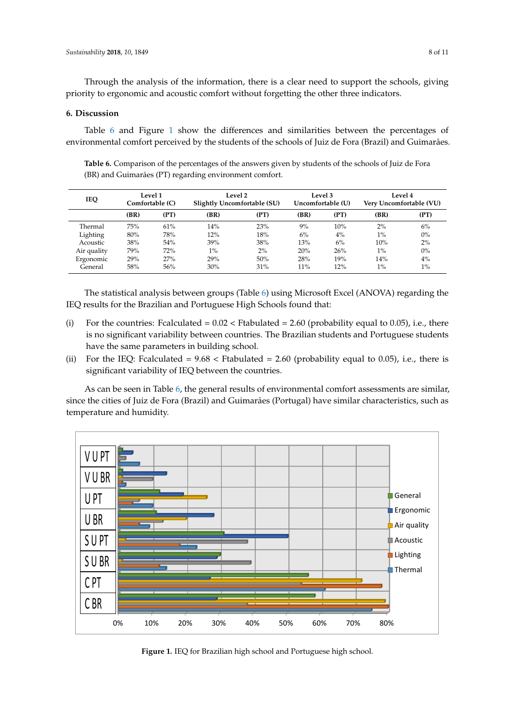Through the analysis of the information, there is a clear need to support the schools, giving priority to ergonomic and acoustic comfort without forgetting the other three indicators.

## 6. Discussion

Table 6 and Figure 1 show the differences and similarities between the percentages of environmental comfort perceived by the students of the schools of Juiz de Fora (Brazil) and Guimarães.

**Table 6.** Comparison of the percentages of the answers given by students of the schools of Juiz de Fora (BR) and Guimarães (PT) regarding environment comfort.

| IEQ | Level 1 Comfortable (C) | | Level 2 Slightly Uncomfortable (SU) | | Level 3 Uncomfortable (U) | | Level 4 Very Uncomfortable (VU) | |
|---|---|---|---|---|---|---|---|---|
| | (BR) | (PT) | (BR) | (PT) | (BR) | (PT) | (BR) | (PT) |
| Thermal | 75% | 61% | 14% | 23% | 9% | 10% | 2% | 6% |
| Lighting | 80% | 78% | 12% | 18% | 6% | 4% | 1% | 0% |
| Acoustic | 38% | 54% | 39% | 38% | 13% | 6% | 10% | 2% |
| Air quality | 79% | 72% | 1% | 2% | 20% | 26% | 1% | 0% |
| Ergonomic | 29% | 27% | 29% | 50% | 28% | 19% | 14% | 4% |
| General | 58% | 56% | 30% | 31% | 11% | 12% | 1% | 1% |

The statistical analysis between groups (Table 6) using Microsoft Excel (ANOVA) regarding the IEQ results for the Brazilian and Portuguese High Schools found that:

(i) For the countries: Fcalculated = 0.02 < Ftabulated = 2.60 (probability equal to 0.05), i.e., there is no significant variability between countries. The Brazilian students and Portuguese students have the same parameters in building school.

(ii) For the IEQ: Fcalculated = 9.68 < Ftabulated = 2.60 (probability equal to 0.05), i.e., there is significant variability of IEQ between the countries.

As can be seen in Table 6, the general results of environmental comfort assessments are similar, since the cities of Juiz de Fora (Brazil) and Guimarães (Portugal) have similar characteristics, such as temperature and humidity.

VU PT
VU BR
U PT
U BR
SU PT
SU BR
C PT
C BR

0% 10% 20% 30% 40% 50% 60% 70% 80%

General
Ergonomic
Air quality
Acoustic
Lighting
Thermal

**Figure 1.** IEQ for Brazilian high school and Portuguese high school.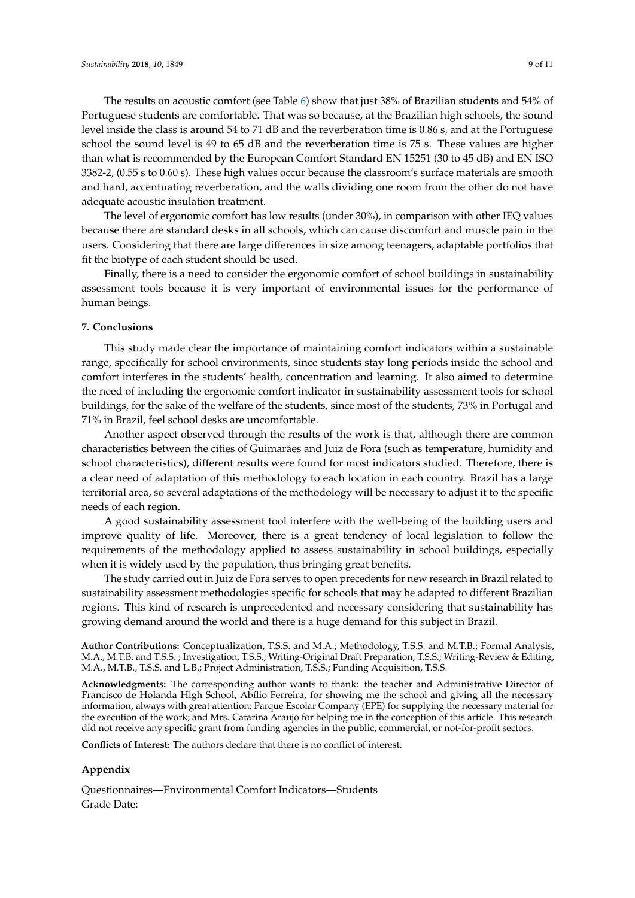The results on acoustic comfort (see Table 6) show that just 38% of Brazilian students and 54% of Portuguese students are comfortable. That was so because, at the Brazilian high schools, the sound level inside the class is around 54 to 71 dB and the reverberation time is 0.86 s, and at the Portuguese school the sound level is 49 to 65 dB and the reverberation time is 75 s. These values are higher than what is recommended by the European Comfort Standard EN 15251 (30 to 45 dB) and EN ISO 3382-2, (0.55 s to 0.60 s). These high values occur because the classroom's surface materials are smooth and hard, accentuating reverberation, and the walls dividing one room from the other do not have adequate acoustic insulation treatment.

The level of ergonomic comfort has low results (under 30%), in comparison with other IEQ values because there are standard desks in all schools, which can cause discomfort and muscle pain in the users. Considering that there are large differences in size among teenagers, adaptable portfolios that fit the biotype of each student should be used.

Finally, there is a need to consider the ergonomic comfort of school buildings in sustainability assessment tools because it is very important of environmental issues for the performance of human beings.

## 7. Conclusions

This study made clear the importance of maintaining comfort indicators within a sustainable range, specifically for school environments, since students stay long periods inside the school and comfort interferes in the students' health, concentration and learning. It also aimed to determine the need of including the ergonomic comfort indicator in sustainability assessment tools for school buildings, for the sake of the welfare of the students, since most of the students, 73% in Portugal and 71% in Brazil, feel school desks are uncomfortable.

Another aspect observed through the results of the work is that, although there are common characteristics between the cities of Guimarães and Juiz de Fora (such as temperature, humidity and school characteristics), different results were found for most indicators studied. Therefore, there is a clear need of adaptation of this methodology to each location in each country. Brazil has a large territorial area, so several adaptations of the methodology will be necessary to adjust it to the specific needs of each region.

A good sustainability assessment tool interfere with the well-being of the building users and improve quality of life. Moreover, there is a great tendency of local legislation to follow the requirements of the methodology applied to assess sustainability in school buildings, especially when it is widely used by the population, thus bringing great benefits.

The study carried out in Juiz de Fora serves to open precedents for new research in Brazil related to sustainability assessment methodologies specific for schools that may be adapted to different Brazilian regions. This kind of research is unprecedented and necessary considering that sustainability has growing demand around the world and there is a huge demand for this subject in Brazil.

**Author Contributions:** Conceptualization, T.S.S. and M.A.; Methodology, T.S.S. and M.T.B.; Formal Analysis, M.A., M.T.B. and T.S.S. ; Investigation, T.S.S.; Writing-Original Draft Preparation, T.S.S.; Writing-Review & Editing, M.A., M.T.B., T.S.S. and L.B.; Project Administration, T.S.S.; Funding Acquisition, T.S.S.

**Acknowledgments:** The corresponding author wants to thank: the teacher and Administrative Director of Francisco de Holanda High School, Abílio Ferreira, for showing me the school and giving all the necessary information, always with great attention; Parque Escolar Company (EPE) for supplying the necessary material for the execution of the work; and Mrs. Catarina Araujo for helping me in the conception of this article. This research did not receive any specific grant from funding agencies in the public, commercial, or not-for-profit sectors.

**Conflicts of Interest:** The authors declare that there is no conflict of interest.

## Appendix

Questionnaires—Environmental Comfort Indicators—Students
Grade Date: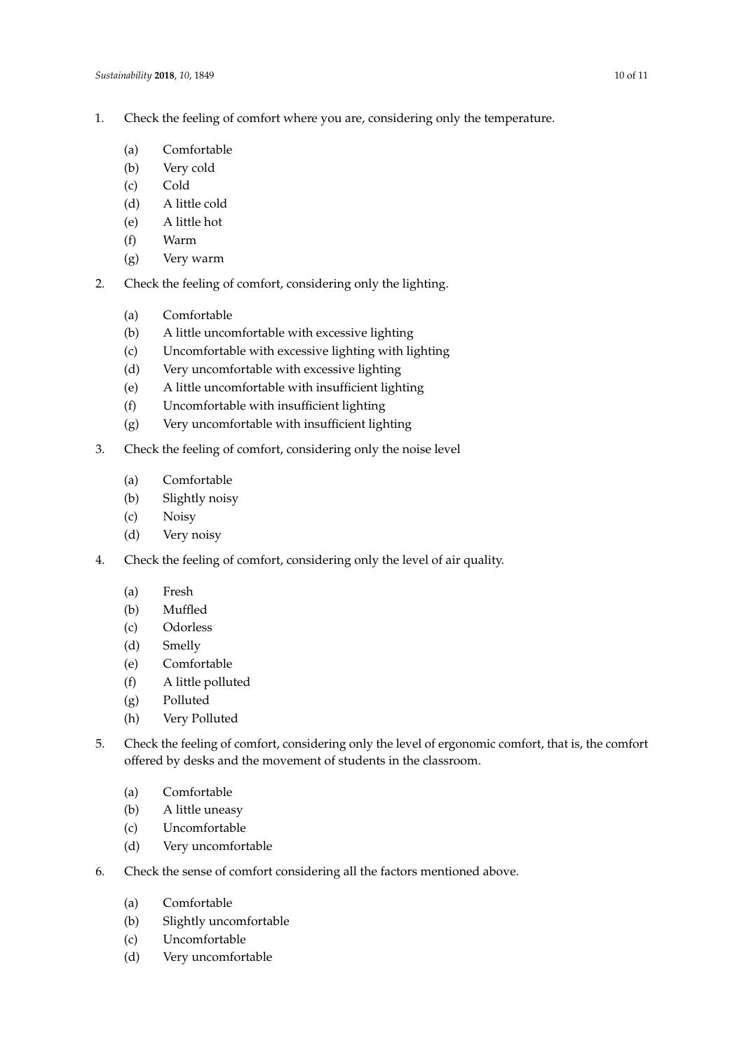1. Check the feeling of comfort where you are, considering only the temperature.

   (a) Comfortable
   (b) Very cold
   (c) Cold
   (d) A little cold
   (e) A little hot
   (f) Warm
   (g) Very warm

2. Check the feeling of comfort, considering only the lighting.

   (a) Comfortable
   (b) A little uncomfortable with excessive lighting
   (c) Uncomfortable with excessive lighting with lighting
   (d) Very uncomfortable with excessive lighting
   (e) A little uncomfortable with insufficient lighting
   (f) Uncomfortable with insufficient lighting
   (g) Very uncomfortable with insufficient lighting

3. Check the feeling of comfort, considering only the noise level

   (a) Comfortable
   (b) Slightly noisy
   (c) Noisy
   (d) Very noisy

4. Check the feeling of comfort, considering only the level of air quality.

   (a) Fresh
   (b) Muffled
   (c) Odorless
   (d) Smelly
   (e) Comfortable
   (f) A little polluted
   (g) Polluted
   (h) Very Polluted

5. Check the feeling of comfort, considering only the level of ergonomic comfort, that is, the comfort offered by desks and the movement of students in the classroom.

   (a) Comfortable
   (b) A little uneasy
   (c) Uncomfortable
   (d) Very uncomfortable

6. Check the sense of comfort considering all the factors mentioned above.

   (a) Comfortable
   (b) Slightly uncomfortable
   (c) Uncomfortable
   (d) Very uncomfortable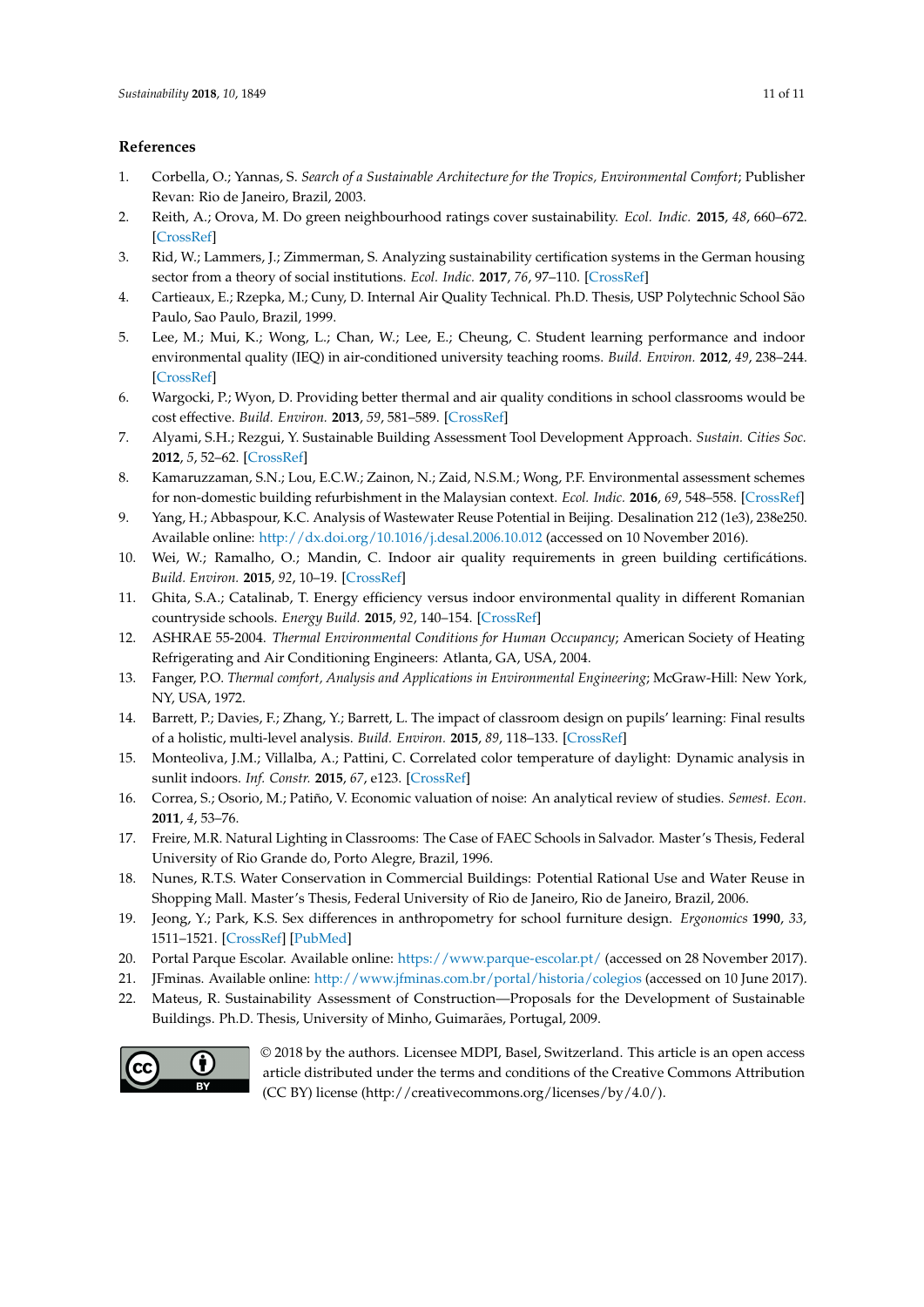## References

1. Corbella, O.; Yannas, S. *Search of a Sustainable Architecture for the Tropics, Environmental Comfort*; Publisher Revan: Rio de Janeiro, Brazil, 2003.
2. Reith, A.; Orova, M. Do green neighbourhood ratings cover sustainability. *Ecol. Indic.* **2015**, *48*, 660–672. [CrossRef]
3. Rid, W.; Lammers, J.; Zimmerman, S. Analyzing sustainability certification systems in the German housing sector from a theory of social institutions. *Ecol. Indic.* **2017**, *76*, 97–110. [CrossRef]
4. Cartieaux, E.; Rzepka, M.; Cuny, D. Internal Air Quality Technical. Ph.D. Thesis, USP Polytechnic School São Paulo, Sao Paulo, Brazil, 1999.
5. Lee, M.; Mui, K.; Wong, L.; Chan, W.; Lee, E.; Cheung, C. Student learning performance and indoor environmental quality (IEQ) in air-conditioned university teaching rooms. *Build. Environ.* **2012**, *49*, 238–244. [CrossRef]
6. Wargocki, P.; Wyon, D. Providing better thermal and air quality conditions in school classrooms would be cost effective. *Build. Environ.* **2013**, *59*, 581–589. [CrossRef]
7. Alyami, S.H.; Rezgui, Y. Sustainable Building Assessment Tool Development Approach. *Sustain. Cities Soc.* **2012**, *5*, 52–62. [CrossRef]
8. Kamaruzzaman, S.N.; Lou, E.C.W.; Zainon, N.; Zaid, N.S.M.; Wong, P.F. Environmental assessment schemes for non-domestic building refurbishment in the Malaysian context. *Ecol. Indic.* **2016**, *69*, 548–558. [CrossRef]
9. Yang, H.; Abbaspour, K.C. Analysis of Wastewater Reuse Potential in Beijing. Desalination 212 (1e3), 238e250. Available online: http://dx.doi.org/10.1016/j.desal.2006.10.012 (accessed on 10 November 2016).
10. Wei, W.; Ramalho, O.; Mandin, C. Indoor air quality requirements in green building certifications. *Build. Environ.* **2015**, *92*, 10–19. [CrossRef]
11. Ghita, S.A.; Catalinab, T. Energy efficiency versus indoor environmental quality in different Romanian countryside schools. *Energy Build.* **2015**, *92*, 140–154. [CrossRef]
12. ASHRAE 55-2004. *Thermal Environmental Conditions for Human Occupancy*; American Society of Heating Refrigerating and Air Conditioning Engineers: Atlanta, GA, USA, 2004.
13. Fanger, P.O. *Thermal comfort, Analysis and Applications in Environmental Engineering*; McGraw-Hill: New York, NY, USA, 1972.
14. Barrett, P.; Davies, F.; Zhang, Y.; Barrett, L. The impact of classroom design on pupils' learning: Final results of a holistic, multi-level analysis. *Build. Environ.* **2015**, *89*, 118–133. [CrossRef]
15. Monteoliva, J.M.; Villalba, A.; Pattini, C. Correlated color temperature of daylight: Dynamic analysis in sunlit indoors. *Inf. Constr.* **2015**, *67*, e123. [CrossRef]
16. Correa, S.; Osorio, M.; Patiño, V. Economic valuation of noise: An analytical review of studies. *Semest. Econ.* **2011**, *4*, 53–76.
17. Freire, M.R. Natural Lighting in Classrooms: The Case of FAEC Schools in Salvador. Master's Thesis, Federal University of Rio Grande do, Porto Alegre, Brazil, 1996.
18. Nunes, R.T.S. Water Conservation in Commercial Buildings: Potential Rational Use and Water Reuse in Shopping Mall. Master's Thesis, Federal University of Rio de Janeiro, Rio de Janeiro, Brazil, 2006.
19. Jeong, Y.; Park, K.S. Sex differences in anthropometry for school furniture design. *Ergonomics* **1990**, *33*, 1511–1521. [CrossRef] [PubMed]
20. Portal Parque Escolar. Available online: https://www.parque-escolar.pt/ (accessed on 28 November 2017).
21. JFminas. Available online: http://www.jfminas.com.br/portal/historia/colegios (accessed on 10 June 2017).
22. Mateus, R. Sustainability Assessment of Construction—Proposals for the Development of Sustainable Buildings. Ph.D. Thesis, University of Minho, Guimarães, Portugal, 2009.

© 2018 by the authors. Licensee MDPI, Basel, Switzerland. This article is an open access article distributed under the terms and conditions of the Creative Commons Attribution (CC BY) license (http://creativecommons.org/licenses/by/4.0/).